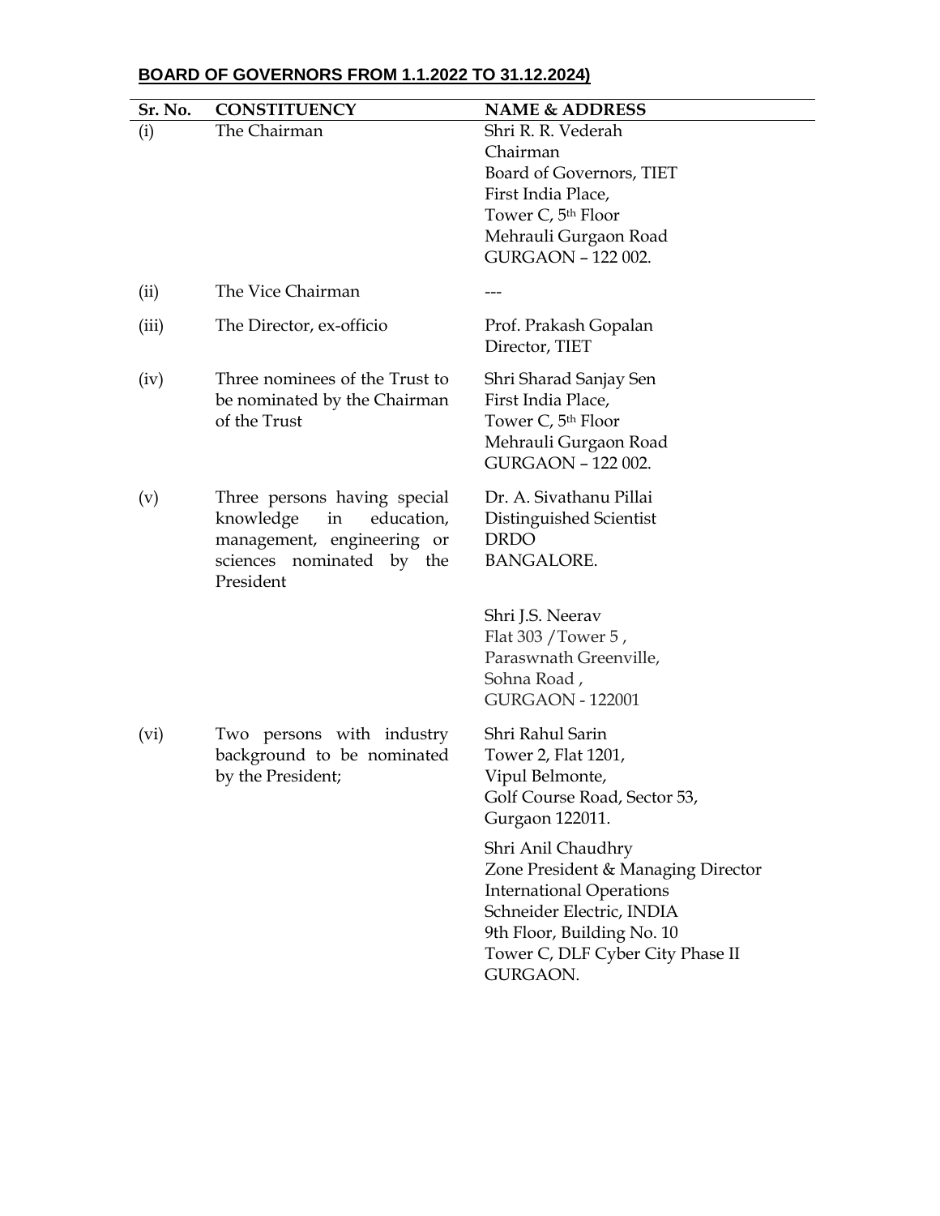**BOARD OF GOVERNORS FROM 1.1.2022 TO 31.12.2024)**

| Sr. No. | CONSTITUENCY | NAME & ADDRESS |
|---|---|---|
| (i) | The Chairman | Shri R. R. Vederah<br>Chairman<br>Board of Governors, TIET<br>First India Place,<br>Tower C, 5th Floor<br>Mehrauli Gurgaon Road<br>GURGAON – 122 002. |
| (ii) | The Vice Chairman | --- |
| (iii) | The Director, ex-officio | Prof. Prakash Gopalan<br>Director, TIET |
| (iv) | Three nominees of the Trust to be nominated by the Chairman of the Trust | Shri Sharad Sanjay Sen<br>First India Place,<br>Tower C, 5th Floor<br>Mehrauli Gurgaon Road<br>GURGAON – 122 002. |
| (v) | Three persons having special knowledge in education, management, engineering or sciences nominated by the President | Dr. A. Sivathanu Pillai<br>Distinguished Scientist<br>DRDO<br>BANGALORE. |
| | | Shri J.S. Neerav<br>Flat 303 /Tower 5 ,<br>Paraswnath Greenville,<br>Sohna Road ,<br>GURGAON - 122001 |
| (vi) | Two persons with industry background to be nominated by the President; | Shri Rahul Sarin<br>Tower 2, Flat 1201,<br>Vipul Belmonte,<br>Golf Course Road, Sector 53,<br>Gurgaon 122011. |
| | | Shri Anil Chaudhry<br>Zone President & Managing Director<br>International Operations<br>Schneider Electric, INDIA<br>9th Floor, Building No. 10<br>Tower C, DLF Cyber City Phase II<br>GURGAON. |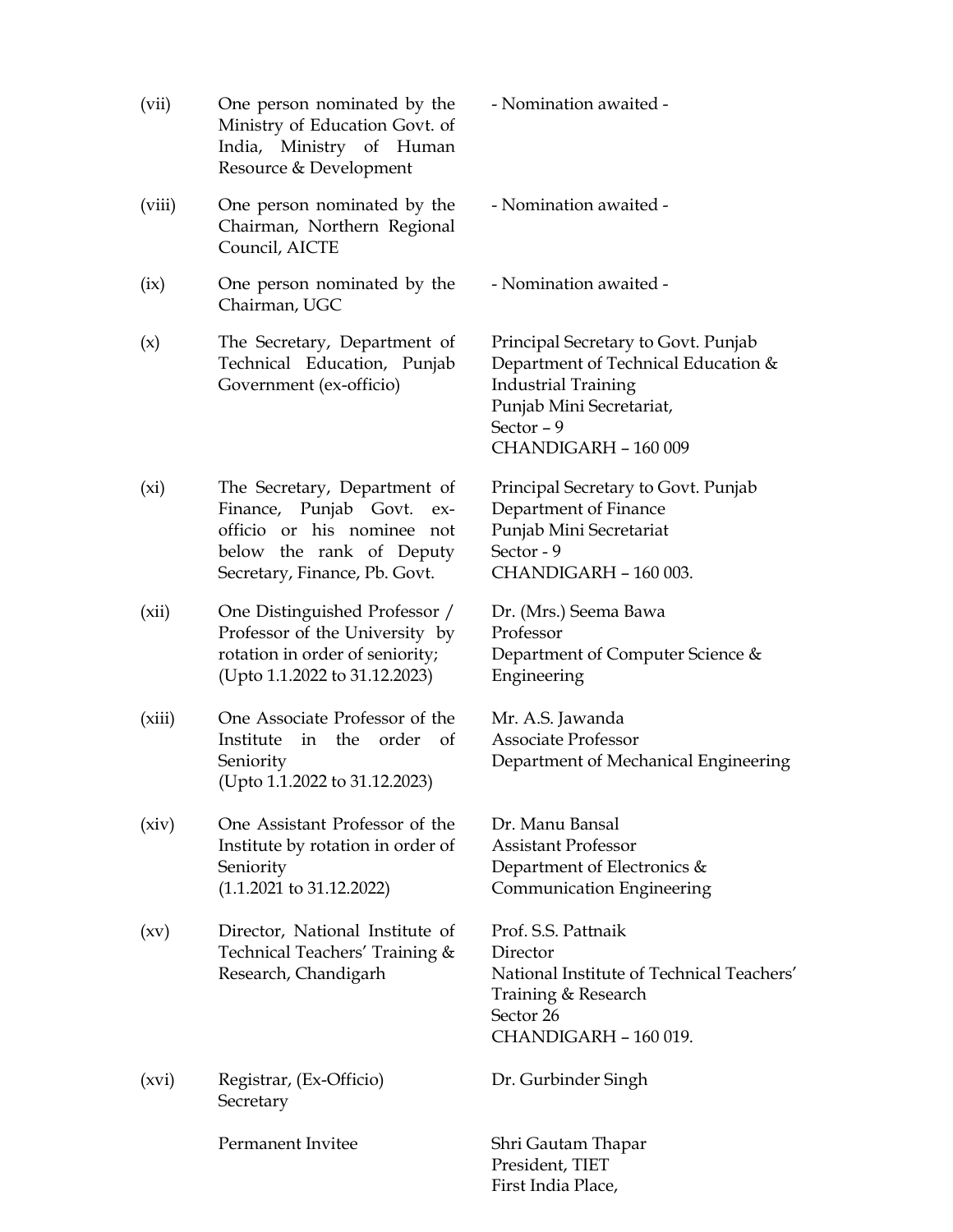| | | |
|---|---|---|
| (vii) | One person nominated by the Ministry of Education Govt. of India, Ministry of Human Resource & Development | - Nomination awaited - |
| (viii) | One person nominated by the Chairman, Northern Regional Council, AICTE | - Nomination awaited - |
| (ix) | One person nominated by the Chairman, UGC | - Nomination awaited - |
| (x) | The Secretary, Department of Technical Education, Punjab Government (ex-officio) | Principal Secretary to Govt. Punjab<br>Department of Technical Education & Industrial Training<br>Punjab Mini Secretariat,<br>Sector – 9<br>CHANDIGARH – 160 009 |
| (xi) | The Secretary, Department of Finance, Punjab Govt. ex-officio or his nominee not below the rank of Deputy Secretary, Finance, Pb. Govt. | Principal Secretary to Govt. Punjab<br>Department of Finance<br>Punjab Mini Secretariat<br>Sector - 9<br>CHANDIGARH – 160 003. |
| (xii) | One Distinguished Professor / Professor of the University by rotation in order of seniority; (Upto 1.1.2022 to 31.12.2023) | Dr. (Mrs.) Seema Bawa<br>Professor<br>Department of Computer Science & Engineering |
| (xiii) | One Associate Professor of the Institute in the order of Seniority<br>(Upto 1.1.2022 to 31.12.2023) | Mr. A.S. Jawanda<br>Associate Professor<br>Department of Mechanical Engineering |
| (xiv) | One Assistant Professor of the Institute by rotation in order of Seniority<br>(1.1.2021 to 31.12.2022) | Dr. Manu Bansal<br>Assistant Professor<br>Department of Electronics & Communication Engineering |
| (xv) | Director, National Institute of Technical Teachers' Training & Research, Chandigarh | Prof. S.S. Pattnaik<br>Director<br>National Institute of Technical Teachers' Training & Research<br>Sector 26<br>CHANDIGARH – 160 019. |
| (xvi) | Registrar, (Ex-Officio)<br>Secretary | Dr. Gurbinder Singh |
| | Permanent Invitee | Shri Gautam Thapar<br>President, TIET<br>First India Place, |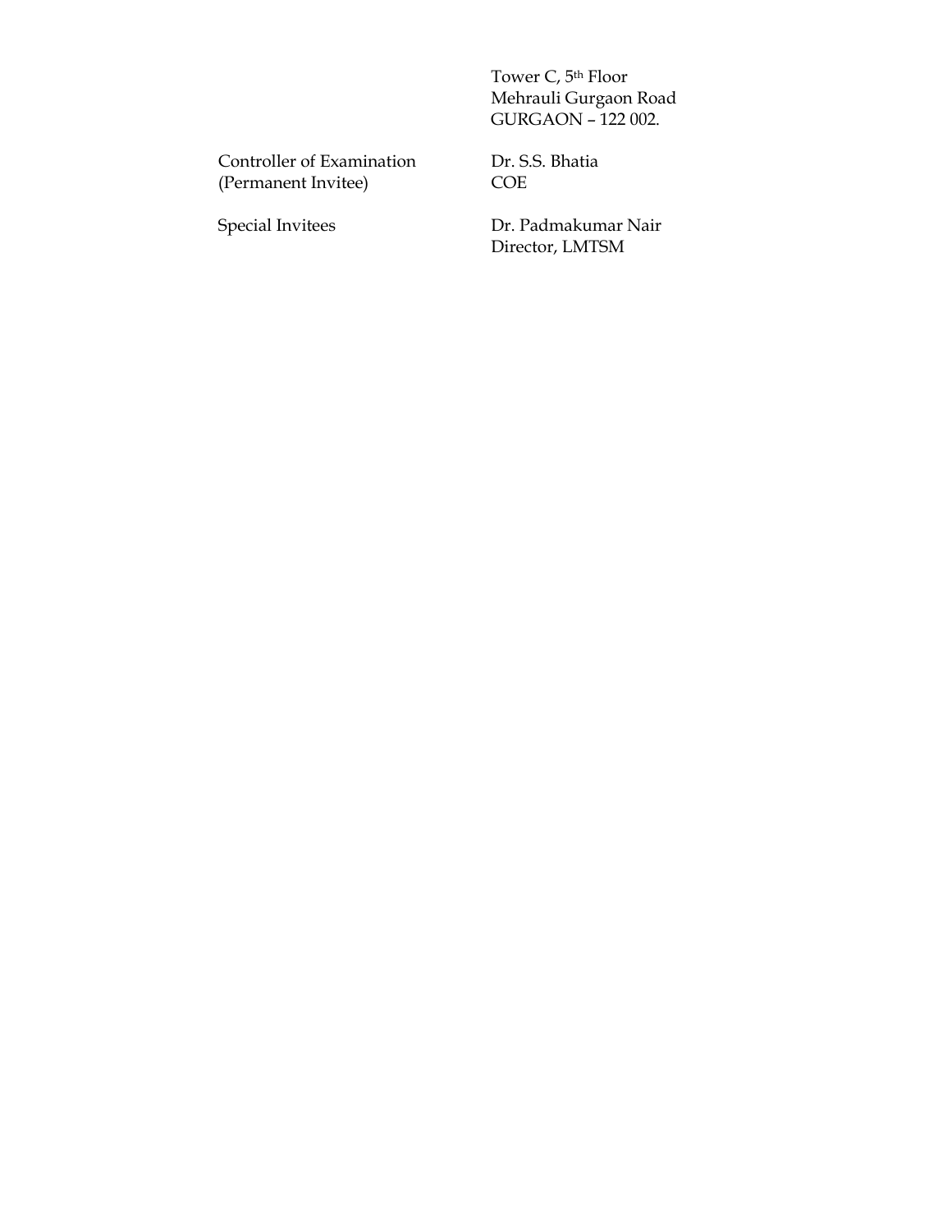| | |
|---|---|
| | Tower C, 5th Floor<br>Mehrauli Gurgaon Road<br>GURGAON – 122 002. |
| Controller of Examination<br>(Permanent Invitee) | Dr. S.S. Bhatia<br>COE |
| Special Invitees | Dr. Padmakumar Nair<br>Director, LMTSM |